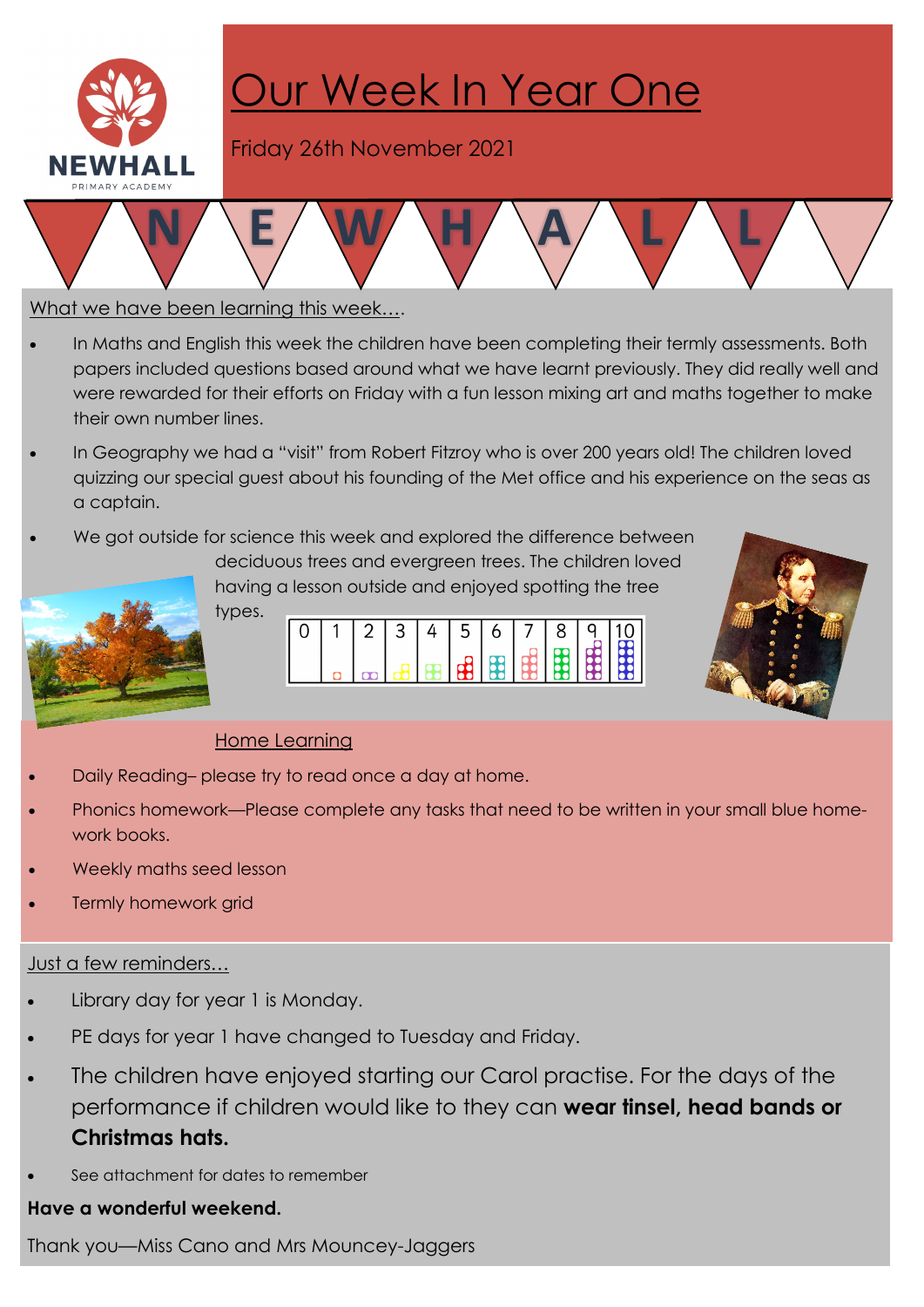NEWHALL PRIMARY ACADEMY

# Our Week In Year One

Friday 26th November 2021

N E W H A L L

## What we have been learning this week….

- In Maths and English this week the children have been completing their termly assessments. Both papers included questions based around what we have learnt previously. They did really well and were rewarded for their efforts on Friday with a fun lesson mixing art and maths together to make their own number lines.
- In Geography we had a "visit" from Robert Fitzroy who is over 200 years old! The children loved quizzing our special guest about his founding of the Met office and his experience on the seas as a captain.
- We got outside for science this week and explored the difference between deciduous trees and evergreen trees. The children loved having a lesson outside and enjoyed spotting the tree types.

| 0 | 1 | 2 | 3 | 4 | 5 | 6 | 7 | 8 | 9 | 10 |
|---|---|---|---|---|---|---|---|---|---|---|

## Home Learning

- Daily Reading– please try to read once a day at home.
- Phonics homework—Please complete any tasks that need to be written in your small blue homework books.
- Weekly maths seed lesson
- Termly homework grid

## Just a few reminders…

- Library day for year 1 is Monday.
- PE days for year 1 have changed to Tuesday and Friday.
- The children have enjoyed starting our Carol practise. For the days of the performance if children would like to they can **wear tinsel, head bands or Christmas hats.**
- See attachment for dates to remember

**Have a wonderful weekend.**

Thank you—Miss Cano and Mrs Mouncey-Jaggers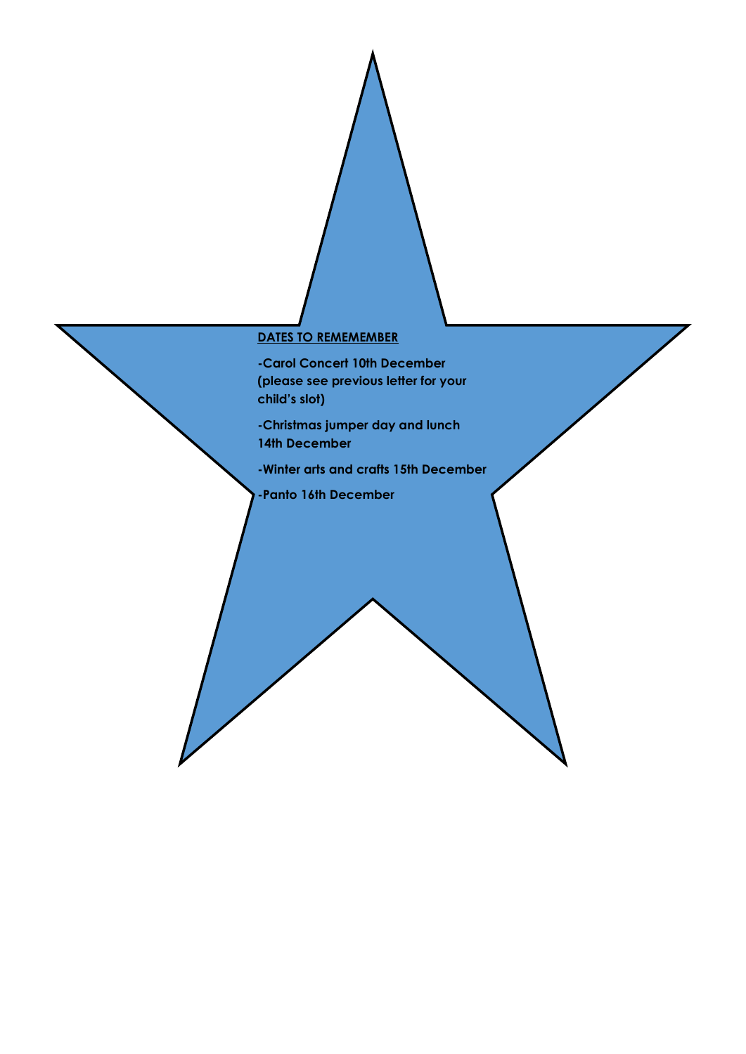**DATES TO REMEMEMBER**

**-Carol Concert 10th December (please see previous letter for your child's slot)**

**-Christmas jumper day and lunch 14th December**

**-Winter arts and crafts 15th December**

**-Panto 16th December**